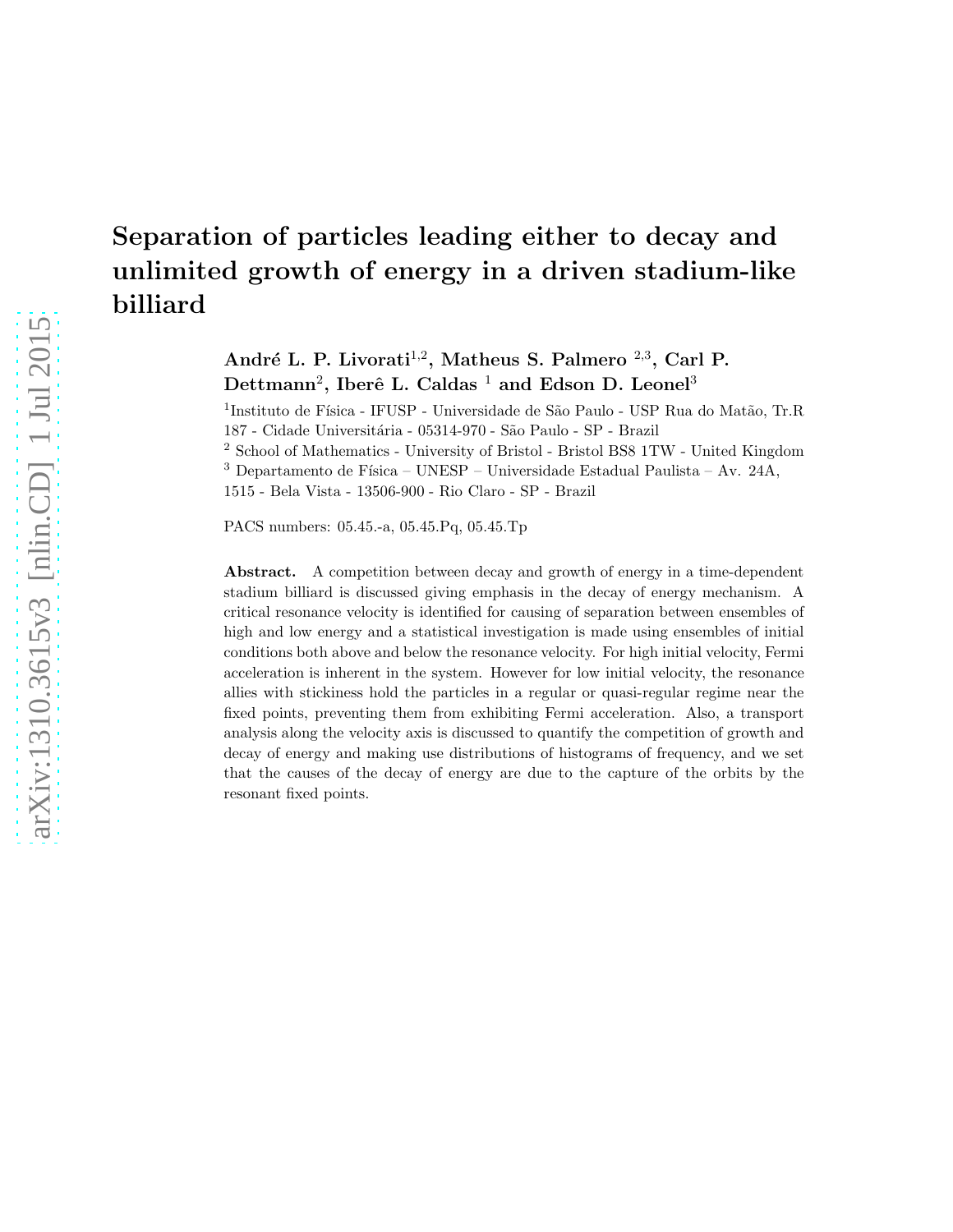# Separation of particles leading either to decay and unlimited growth of energy in a driven stadium-like billiard

**André L. P. Livorati[1,2], Matheus S. Palmero [2,3], Carl P. Dettmann[2], Iberê L. Caldas [1] and Edson D. Leonel[3]**

[1]Instituto de Física - IFUSP - Universidade de São Paulo - USP Rua do Matão, Tr.R 187 - Cidade Universitária - 05314-970 - São Paulo - SP - Brazil

[2] School of Mathematics - University of Bristol - Bristol BS8 1TW - United Kingdom

[3] Departamento de Física – UNESP – Universidade Estadual Paulista – Av. 24A, 1515 - Bela Vista - 13506-900 - Rio Claro - SP - Brazil

PACS numbers: 05.45.-a, 05.45.Pq, 05.45.Tp

**Abstract.** A competition between decay and growth of energy in a time-dependent stadium billiard is discussed giving emphasis in the decay of energy mechanism. A critical resonance velocity is identified for causing of separation between ensembles of high and low energy and a statistical investigation is made using ensembles of initial conditions both above and below the resonance velocity. For high initial velocity, Fermi acceleration is inherent in the system. However for low initial velocity, the resonance allies with stickiness hold the particles in a regular or quasi-regular regime near the fixed points, preventing them from exhibiting Fermi acceleration. Also, a transport analysis along the velocity axis is discussed to quantify the competition of growth and decay of energy and making use distributions of histograms of frequency, and we set that the causes of the decay of energy are due to the capture of the orbits by the resonant fixed points.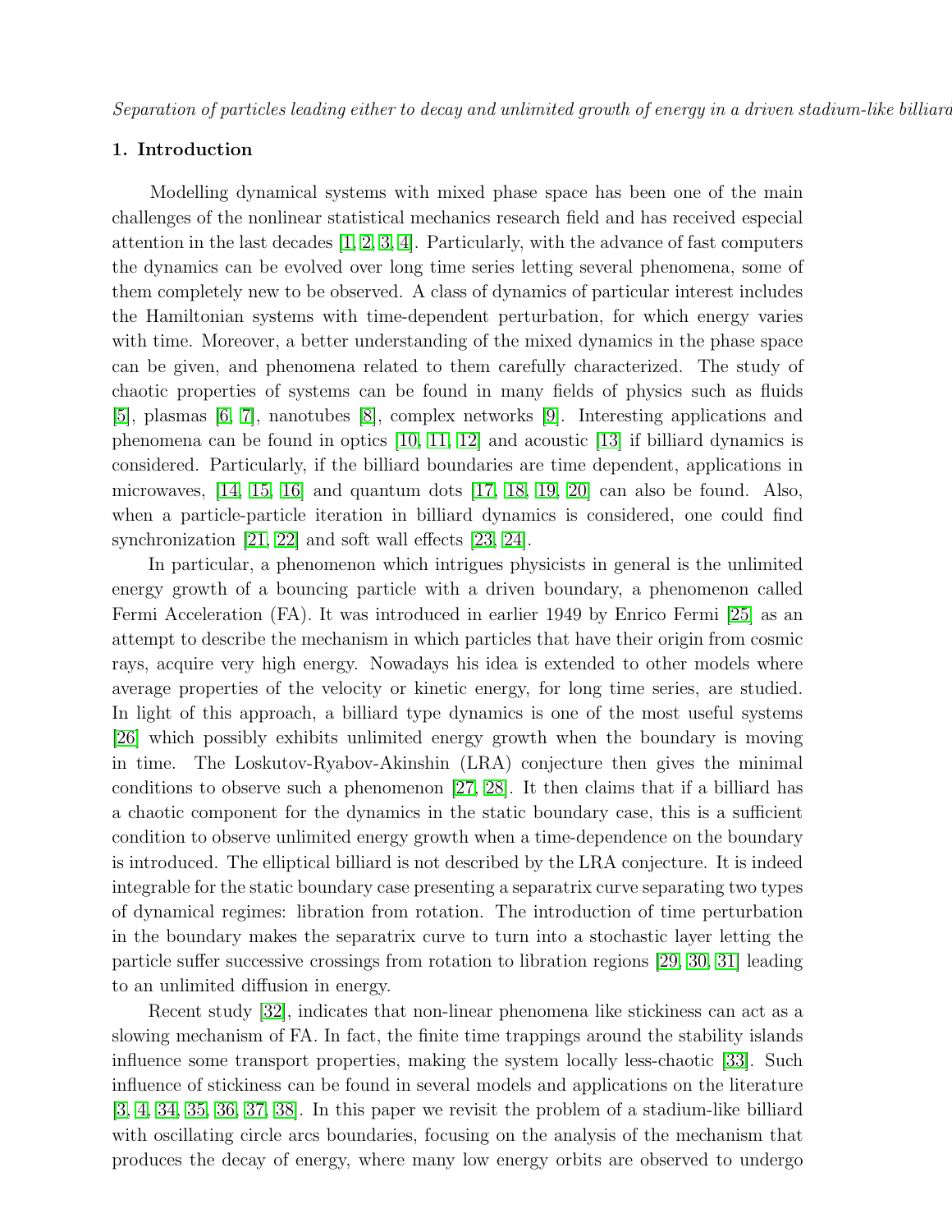## 1. Introduction

Modelling dynamical systems with mixed phase space has been one of the main challenges of the nonlinear statistical mechanics research field and has received especial attention in the last decades [1, 2, 3, 4]. Particularly, with the advance of fast computers the dynamics can be evolved over long time series letting several phenomena, some of them completely new to be observed. A class of dynamics of particular interest includes the Hamiltonian systems with time-dependent perturbation, for which energy varies with time. Moreover, a better understanding of the mixed dynamics in the phase space can be given, and phenomena related to them carefully characterized. The study of chaotic properties of systems can be found in many fields of physics such as fluids [5], plasmas [6, 7], nanotubes [8], complex networks [9]. Interesting applications and phenomena can be found in optics [10, 11, 12] and acoustic [13] if billiard dynamics is considered. Particularly, if the billiard boundaries are time dependent, applications in microwaves, [14, 15, 16] and quantum dots [17, 18, 19, 20] can also be found. Also, when a particle-particle iteration in billiard dynamics is considered, one could find synchronization [21, 22] and soft wall effects [23, 24].

In particular, a phenomenon which intrigues physicists in general is the unlimited energy growth of a bouncing particle with a driven boundary, a phenomenon called Fermi Acceleration (FA). It was introduced in earlier 1949 by Enrico Fermi [25] as an attempt to describe the mechanism in which particles that have their origin from cosmic rays, acquire very high energy. Nowadays his idea is extended to other models where average properties of the velocity or kinetic energy, for long time series, are studied. In light of this approach, a billiard type dynamics is one of the most useful systems [26] which possibly exhibits unlimited energy growth when the boundary is moving in time. The Loskutov-Ryabov-Akinshin (LRA) conjecture then gives the minimal conditions to observe such a phenomenon [27, 28]. It then claims that if a billiard has a chaotic component for the dynamics in the static boundary case, this is a sufficient condition to observe unlimited energy growth when a time-dependence on the boundary is introduced. The elliptical billiard is not described by the LRA conjecture. It is indeed integrable for the static boundary case presenting a separatrix curve separating two types of dynamical regimes: libration from rotation. The introduction of time perturbation in the boundary makes the separatrix curve to turn into a stochastic layer letting the particle suffer successive crossings from rotation to libration regions [29, 30, 31] leading to an unlimited diffusion in energy.

Recent study [32], indicates that non-linear phenomena like stickiness can act as a slowing mechanism of FA. In fact, the finite time trappings around the stability islands influence some transport properties, making the system locally less-chaotic [33]. Such influence of stickiness can be found in several models and applications on the literature [3, 4, 34, 35, 36, 37, 38]. In this paper we revisit the problem of a stadium-like billiard with oscillating circle arcs boundaries, focusing on the analysis of the mechanism that produces the decay of energy, where many low energy orbits are observed to undergo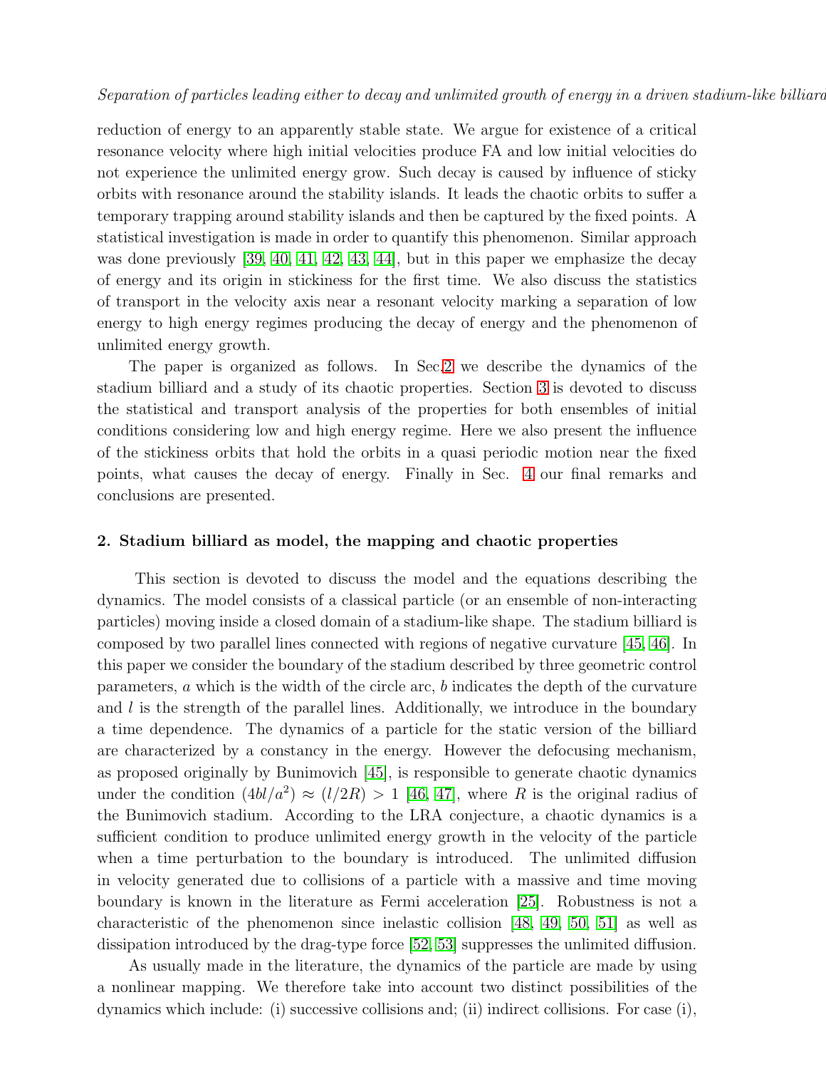reduction of energy to an apparently stable state. We argue for existence of a critical resonance velocity where high initial velocities produce FA and low initial velocities do not experience the unlimited energy grow. Such decay is caused by influence of sticky orbits with resonance around the stability islands. It leads the chaotic orbits to suffer a temporary trapping around stability islands and then be captured by the fixed points. A statistical investigation is made in order to quantify this phenomenon. Similar approach was done previously [39, 40, 41, 42, 43, 44], but in this paper we emphasize the decay of energy and its origin in stickiness for the first time. We also discuss the statistics of transport in the velocity axis near a resonant velocity marking a separation of low energy to high energy regimes producing the decay of energy and the phenomenon of unlimited energy growth.

The paper is organized as follows. In Sec.2 we describe the dynamics of the stadium billiard and a study of its chaotic properties. Section 3 is devoted to discuss the statistical and transport analysis of the properties for both ensembles of initial conditions considering low and high energy regime. Here we also present the influence of the stickiness orbits that hold the orbits in a quasi periodic motion near the fixed points, what causes the decay of energy. Finally in Sec. 4 our final remarks and conclusions are presented.

## 2. Stadium billiard as model, the mapping and chaotic properties

This section is devoted to discuss the model and the equations describing the dynamics. The model consists of a classical particle (or an ensemble of non-interacting particles) moving inside a closed domain of a stadium-like shape. The stadium billiard is composed by two parallel lines connected with regions of negative curvature [45, 46]. In this paper we consider the boundary of the stadium described by three geometric control parameters, $a$ which is the width of the circle arc, $b$ indicates the depth of the curvature and $l$ is the strength of the parallel lines. Additionally, we introduce in the boundary a time dependence. The dynamics of a particle for the static version of the billiard are characterized by a constancy in the energy. However the defocusing mechanism, as proposed originally by Bunimovich [45], is responsible to generate chaotic dynamics under the condition $(4bl/a^2) \approx (l/2R) > 1$ [46, 47], where $R$ is the original radius of the Bunimovich stadium. According to the LRA conjecture, a chaotic dynamics is a sufficient condition to produce unlimited energy growth in the velocity of the particle when a time perturbation to the boundary is introduced. The unlimited diffusion in velocity generated due to collisions of a particle with a massive and time moving boundary is known in the literature as Fermi acceleration [25]. Robustness is not a characteristic of the phenomenon since inelastic collision [48, 49, 50, 51] as well as dissipation introduced by the drag-type force [52, 53] suppresses the unlimited diffusion.

As usually made in the literature, the dynamics of the particle are made by using a nonlinear mapping. We therefore take into account two distinct possibilities of the dynamics which include: (i) successive collisions and; (ii) indirect collisions. For case (i),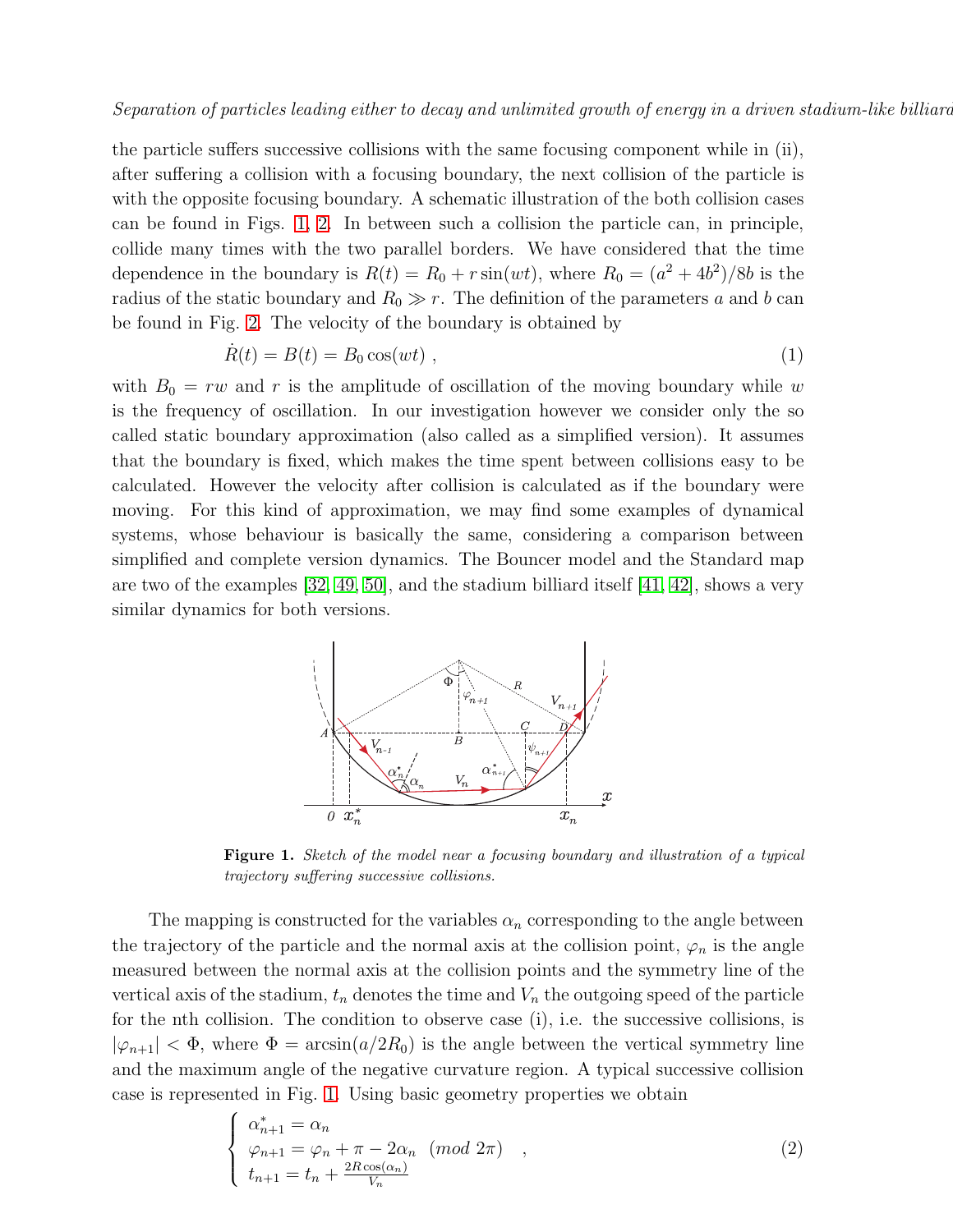the particle suffers successive collisions with the same focusing component while in (ii), after suffering a collision with a focusing boundary, the next collision of the particle is with the opposite focusing boundary. A schematic illustration of the both collision cases can be found in Figs. 1, 2. In between such a collision the particle can, in principle, collide many times with the two parallel borders. We have considered that the time dependence in the boundary is $R(t) = R_0 + r\sin(wt)$, where $R_0 = (a^2 + 4b^2)/8b$ is the radius of the static boundary and $R_0 \gg r$. The definition of the parameters $a$ and $b$ can be found in Fig. 2. The velocity of the boundary is obtained by

$$\dot{R}(t) = B(t) = B_0\cos(wt) \ , \tag{1}$$

with $B_0 = rw$ and $r$ is the amplitude of oscillation of the moving boundary while $w$ is the frequency of oscillation. In our investigation however we consider only the so called static boundary approximation (also called as a simplified version). It assumes that the boundary is fixed, which makes the time spent between collisions easy to be calculated. However the velocity after collision is calculated as if the boundary were moving. For this kind of approximation, we may find some examples of dynamical systems, whose behaviour is basically the same, considering a comparison between simplified and complete version dynamics. The Bouncer model and the Standard map are two of the examples [32, 49, 50], and the stadium billiard itself [41, 42], shows a very similar dynamics for both versions.

**Figure 1.** *Sketch of the model near a focusing boundary and illustration of a typical trajectory suffering successive collisions.*

The mapping is constructed for the variables $\alpha_n$ corresponding to the angle between the trajectory of the particle and the normal axis at the collision point, $\varphi_n$ is the angle measured between the normal axis at the collision points and the symmetry line of the vertical axis of the stadium, $t_n$ denotes the time and $V_n$ the outgoing speed of the particle for the nth collision. The condition to observe case (i), i.e. the successive collisions, is $|\varphi_{n+1}| < \Phi$, where $\Phi = \arcsin(a/2R_0)$ is the angle between the vertical symmetry line and the maximum angle of the negative curvature region. A typical successive collision case is represented in Fig. 1. Using basic geometry properties we obtain

$$\left\{ \begin{array}{l} \alpha^*_{n+1} = \alpha_n \\ \varphi_{n+1} = \varphi_n + \pi - 2\alpha_n \quad (mod\ 2\pi) \\ t_{n+1} = t_n + \frac{2R\cos(\alpha_n)}{V_n} \end{array} \right. , \tag{2}$$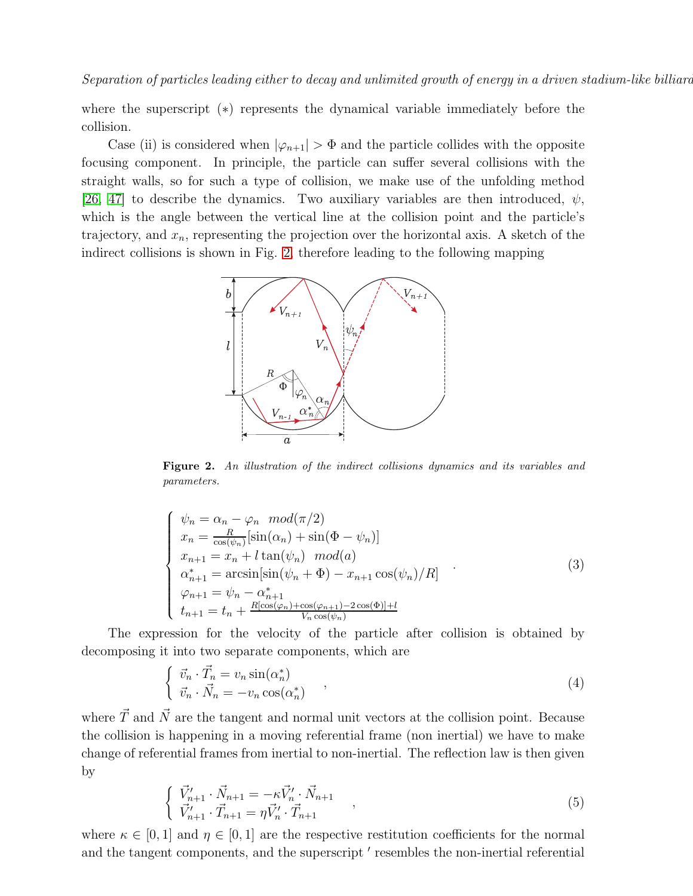where the superscript $(*)$ represents the dynamical variable immediately before the collision.

Case (ii) is considered when $|\varphi_{n+1}| > \Phi$ and the particle collides with the opposite focusing component. In principle, the particle can suffer several collisions with the straight walls, so for such a type of collision, we make use of the unfolding method [26, 47] to describe the dynamics. Two auxiliary variables are then introduced, $\psi$, which is the angle between the vertical line at the collision point and the particle's trajectory, and $x_n$, representing the projection over the horizontal axis. A sketch of the indirect collisions is shown in Fig. 2, therefore leading to the following mapping

**Figure 2.** *An illustration of the indirect collisions dynamics and its variables and parameters.*

$$
\left\{
\begin{array}{l}
\psi_n = \alpha_n - \varphi_n \quad mod(\pi/2) \\
x_n = \frac{R}{\cos(\psi_n)}[\sin(\alpha_n) + \sin(\Phi - \psi_n)] \\
x_{n+1} = x_n + l\tan(\psi_n) \quad mod(a) \\
\alpha^*_{n+1} = \arcsin[\sin(\psi_n + \Phi) - x_{n+1}\cos(\psi_n)/R] \\
\varphi_{n+1} = \psi_n - \alpha^*_{n+1} \\
t_{n+1} = t_n + \frac{R[\cos(\varphi_n)+\cos(\varphi_{n+1})-2\cos(\Phi)]+l}{V_n\cos(\psi_n)}
\end{array}
\right. . \tag{3}
$$

The expression for the velocity of the particle after collision is obtained by decomposing it into two separate components, which are

$$
\left\{
\begin{array}{l}
\vec{v}_n \cdot \vec{T}_n = v_n \sin(\alpha^*_n) \\
\vec{v}_n \cdot \vec{N}_n = -v_n \cos(\alpha^*_n)
\end{array}
\right. , \tag{4}
$$

where $\vec{T}$ and $\vec{N}$ are the tangent and normal unit vectors at the collision point. Because the collision is happening in a moving referential frame (non inertial) we have to make change of referential frames from inertial to non-inertial. The reflection law is then given by

$$
\left\{
\begin{array}{l}
\vec{V}'_{n+1} \cdot \vec{N}_{n+1} = -\kappa \vec{V}'_n \cdot \vec{N}_{n+1} \\
\vec{V}'_{n+1} \cdot \vec{T}_{n+1} = \eta \vec{V}'_n \cdot \vec{T}_{n+1}
\end{array}
\right. , \tag{5}
$$

where $\kappa \in [0, 1]$ and $\eta \in [0, 1]$ are the respective restitution coefficients for the normal and the tangent components, and the superscript $'$ resembles the non-inertial referential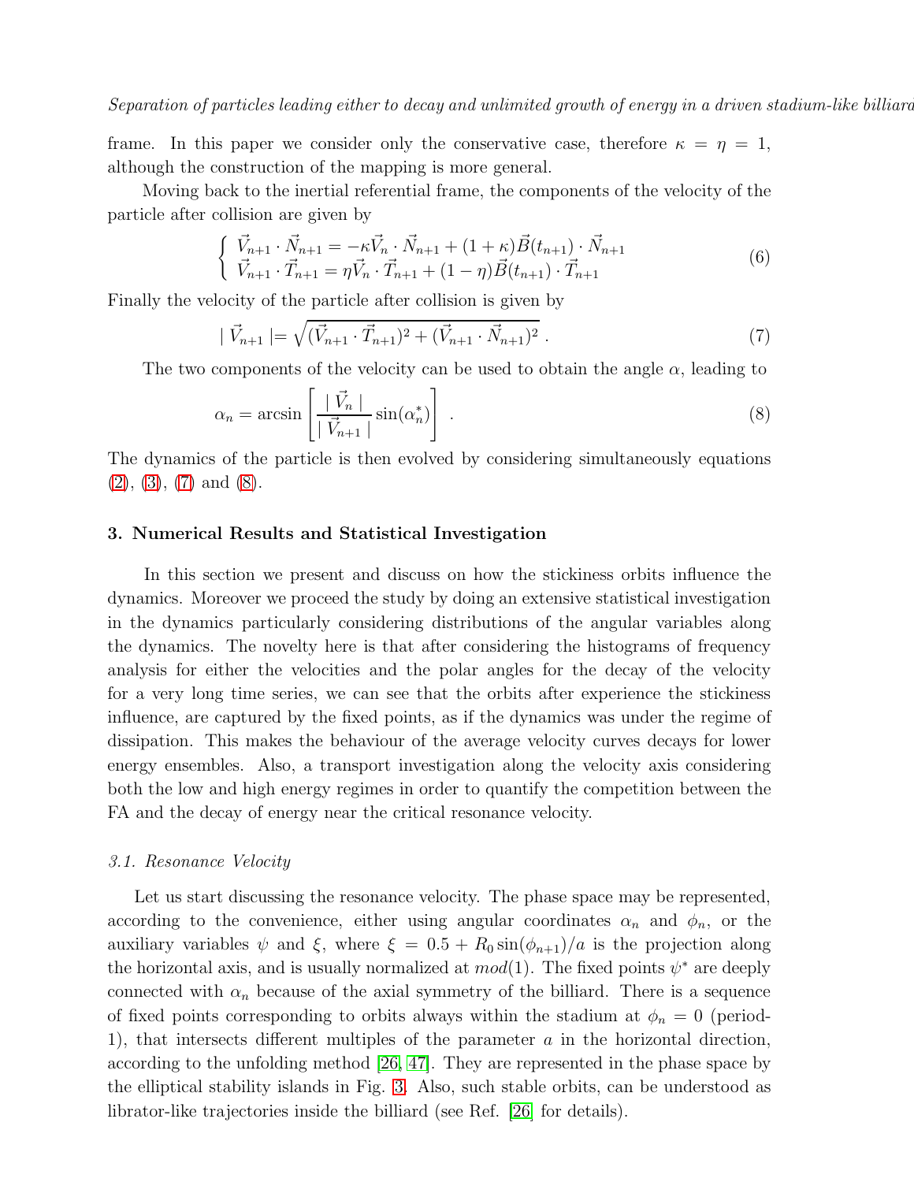frame. In this paper we consider only the conservative case, therefore $\kappa = \eta = 1$, although the construction of the mapping is more general.

Moving back to the inertial referential frame, the components of the velocity of the particle after collision are given by

$$\begin{cases} \vec{V}_{n+1} \cdot \vec{N}_{n+1} = -\kappa \vec{V}_n \cdot \vec{N}_{n+1} + (1+\kappa)\vec{B}(t_{n+1}) \cdot \vec{N}_{n+1} \\ \vec{V}_{n+1} \cdot \vec{T}_{n+1} = \eta \vec{V}_n \cdot \vec{T}_{n+1} + (1-\eta)\vec{B}(t_{n+1}) \cdot \vec{T}_{n+1} \end{cases} \tag{6}$$

Finally the velocity of the particle after collision is given by

$$\mid \vec{V}_{n+1} \mid = \sqrt{(\vec{V}_{n+1} \cdot \vec{T}_{n+1})^2 + (\vec{V}_{n+1} \cdot \vec{N}_{n+1})^2} \; . \tag{7}$$

The two components of the velocity can be used to obtain the angle $\alpha$, leading to

$$\alpha_n = \arcsin\left[\frac{\mid \vec{V}_n \mid}{\mid \vec{V}_{n+1} \mid} \sin(\alpha_n^*)\right] \; . \tag{8}$$

The dynamics of the particle is then evolved by considering simultaneously equations (2), (3), (7) and (8).

## 3. Numerical Results and Statistical Investigation

In this section we present and discuss on how the stickiness orbits influence the dynamics. Moreover we proceed the study by doing an extensive statistical investigation in the dynamics particularly considering distributions of the angular variables along the dynamics. The novelty here is that after considering the histograms of frequency analysis for either the velocities and the polar angles for the decay of the velocity for a very long time series, we can see that the orbits after experience the stickiness influence, are captured by the fixed points, as if the dynamics was under the regime of dissipation. This makes the behaviour of the average velocity curves decays for lower energy ensembles. Also, a transport investigation along the velocity axis considering both the low and high energy regimes in order to quantify the competition between the FA and the decay of energy near the critical resonance velocity.

### *3.1. Resonance Velocity*

Let us start discussing the resonance velocity. The phase space may be represented, according to the convenience, either using angular coordinates $\alpha_n$ and $\phi_n$, or the auxiliary variables $\psi$ and $\xi$, where $\xi = 0.5 + R_0 \sin(\phi_{n+1})/a$ is the projection along the horizontal axis, and is usually normalized at $mod(1)$. The fixed points $\psi^*$ are deeply connected with $\alpha_n$ because of the axial symmetry of the billiard. There is a sequence of fixed points corresponding to orbits always within the stadium at $\phi_n = 0$ (period-1), that intersects different multiples of the parameter $a$ in the horizontal direction, according to the unfolding method [26, 47]. They are represented in the phase space by the elliptical stability islands in Fig. 3. Also, such stable orbits, can be understood as librator-like trajectories inside the billiard (see Ref. [26] for details).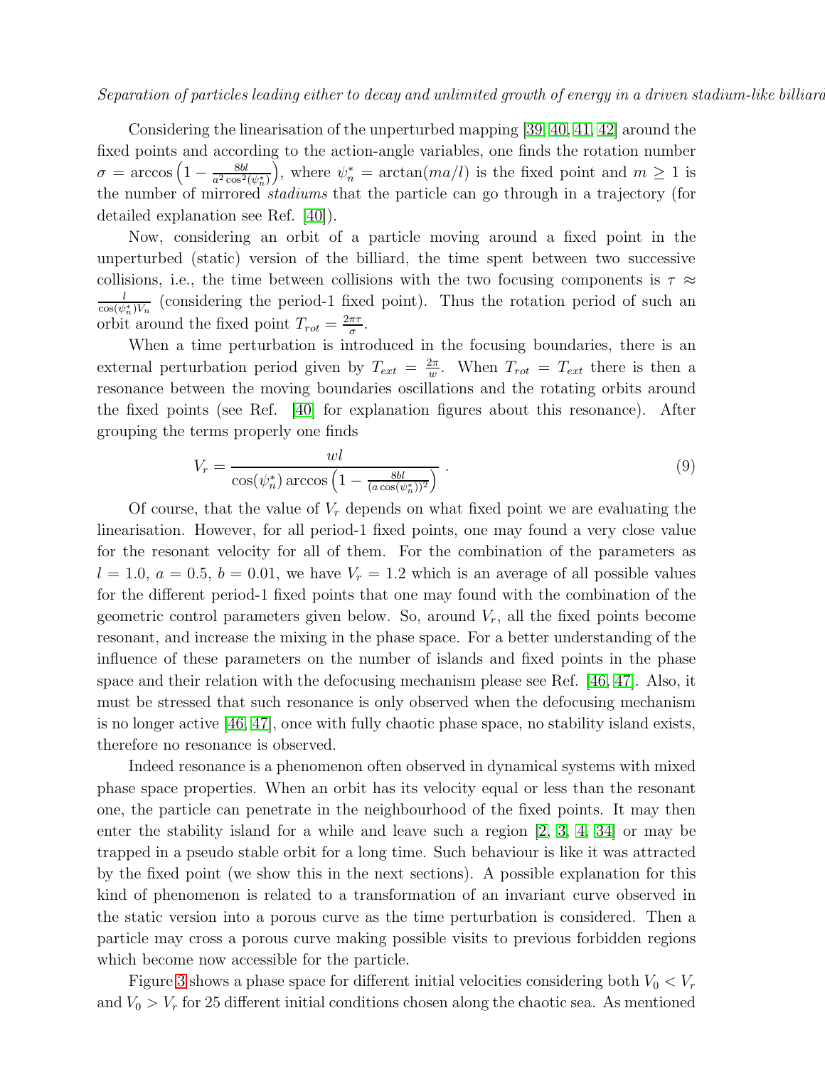Considering the linearisation of the unperturbed mapping [39, 40, 41, 42] around the fixed points and according to the action-angle variables, one finds the rotation number $\sigma = \arccos\left(1 - \frac{8bl}{a^2 \cos^2(\psi_n^*)}\right)$, where $\psi_n^* = \arctan(ma/l)$ is the fixed point and $m \geq 1$ is the number of mirrored *stadiums* that the particle can go through in a trajectory (for detailed explanation see Ref. [40]).

Now, considering an orbit of a particle moving around a fixed point in the unperturbed (static) version of the billiard, the time spent between two successive collisions, i.e., the time between collisions with the two focusing components is $\tau \approx \frac{l}{\cos(\psi_n^*) V_n}$ (considering the period-1 fixed point). Thus the rotation period of such an orbit around the fixed point $T_{rot} = \frac{2\pi\tau}{\sigma}$.

When a time perturbation is introduced in the focusing boundaries, there is an external perturbation period given by $T_{ext} = \frac{2\pi}{w}$. When $T_{rot} = T_{ext}$ there is then a resonance between the moving boundaries oscillations and the rotating orbits around the fixed points (see Ref. [40] for explanation figures about this resonance). After grouping the terms properly one finds

$$V_r = \frac{wl}{\cos(\psi_n^*) \arccos\left(1 - \frac{8bl}{(a\cos(\psi_n^*))^2}\right)} \ . \tag{9}$$

Of course, that the value of $V_r$ depends on what fixed point we are evaluating the linearisation. However, for all period-1 fixed points, one may found a very close value for the resonant velocity for all of them. For the combination of the parameters as $l = 1.0$, $a = 0.5$, $b = 0.01$, we have $V_r = 1.2$ which is an average of all possible values for the different period-1 fixed points that one may found with the combination of the geometric control parameters given below. So, around $V_r$, all the fixed points become resonant, and increase the mixing in the phase space. For a better understanding of the influence of these parameters on the number of islands and fixed points in the phase space and their relation with the defocusing mechanism please see Ref. [46, 47]. Also, it must be stressed that such resonance is only observed when the defocusing mechanism is no longer active [46, 47], once with fully chaotic phase space, no stability island exists, therefore no resonance is observed.

Indeed resonance is a phenomenon often observed in dynamical systems with mixed phase space properties. When an orbit has its velocity equal or less than the resonant one, the particle can penetrate in the neighbourhood of the fixed points. It may then enter the stability island for a while and leave such a region [2, 3, 4, 34] or may be trapped in a pseudo stable orbit for a long time. Such behaviour is like it was attracted by the fixed point (we show this in the next sections). A possible explanation for this kind of phenomenon is related to a transformation of an invariant curve observed in the static version into a porous curve as the time perturbation is considered. Then a particle may cross a porous curve making possible visits to previous forbidden regions which become now accessible for the particle.

Figure 3 shows a phase space for different initial velocities considering both $V_0 < V_r$ and $V_0 > V_r$ for 25 different initial conditions chosen along the chaotic sea. As mentioned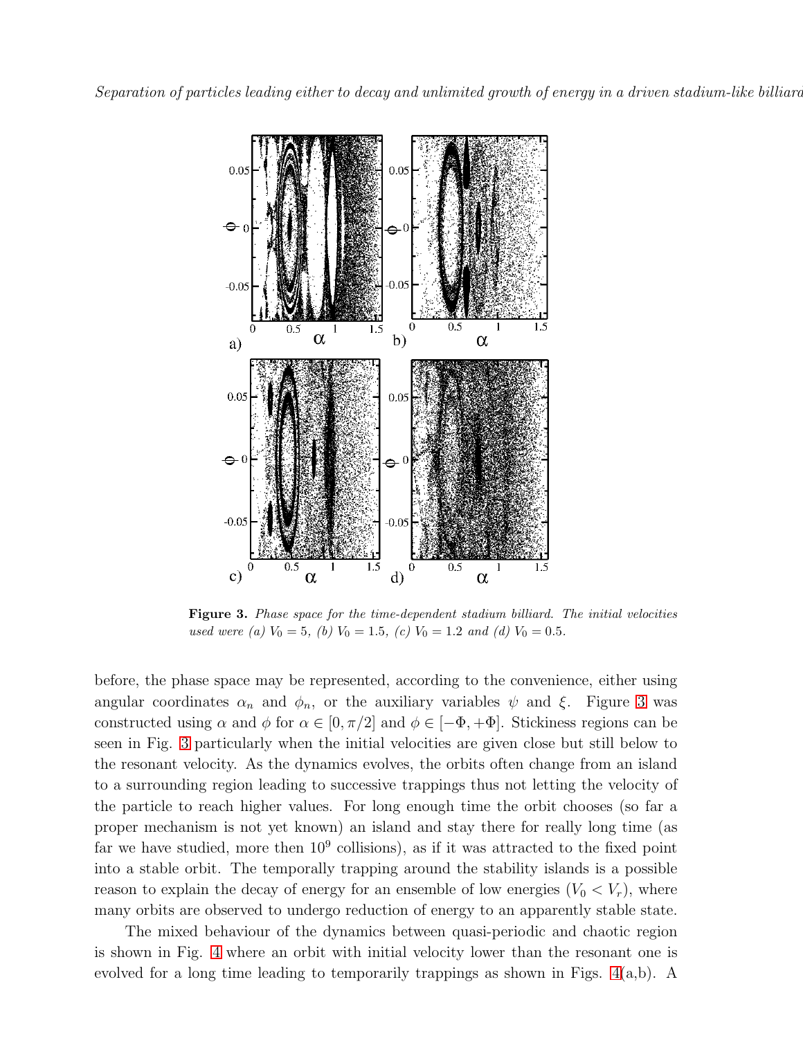**Figure 3.** *Phase space for the time-dependent stadium billiard. The initial velocities used were (a) $V_0 = 5$, (b) $V_0 = 1.5$, (c) $V_0 = 1.2$ and (d) $V_0 = 0.5$.*

before, the phase space may be represented, according to the convenience, either using angular coordinates $\alpha_n$ and $\phi_n$, or the auxiliary variables $\psi$ and $\xi$. Figure 3 was constructed using $\alpha$ and $\phi$ for $\alpha \in [0, \pi/2]$ and $\phi \in [-\Phi, +\Phi]$. Stickiness regions can be seen in Fig. 3 particularly when the initial velocities are given close but still below to the resonant velocity. As the dynamics evolves, the orbits often change from an island to a surrounding region leading to successive trappings thus not letting the velocity of the particle to reach higher values. For long enough time the orbit chooses (so far a proper mechanism is not yet known) an island and stay there for really long time (as far we have studied, more then $10^9$ collisions), as if it was attracted to the fixed point into a stable orbit. The temporally trapping around the stability islands is a possible reason to explain the decay of energy for an ensemble of low energies ($V_0 < V_r$), where many orbits are observed to undergo reduction of energy to an apparently stable state.

The mixed behaviour of the dynamics between quasi-periodic and chaotic region is shown in Fig. 4 where an orbit with initial velocity lower than the resonant one is evolved for a long time leading to temporarily trappings as shown in Figs. 4(a,b). A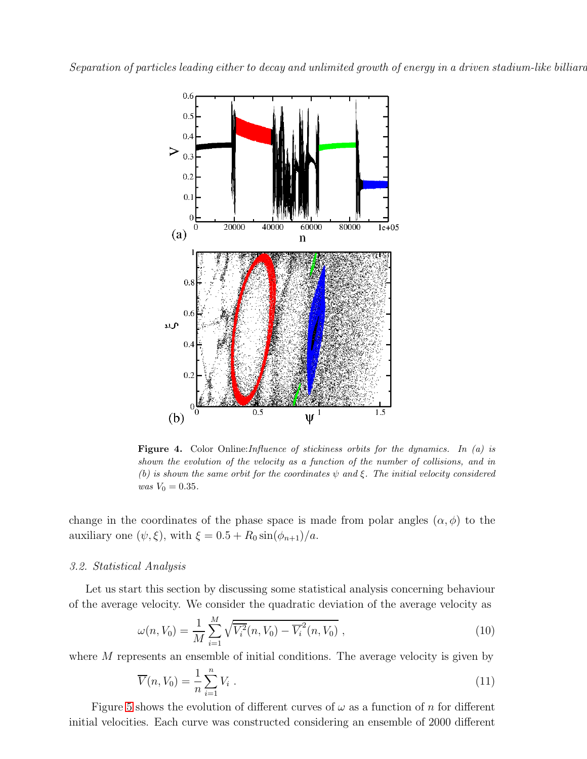**Figure 4.** Color Online:*Influence of stickiness orbits for the dynamics. In (a) is shown the evolution of the velocity as a function of the number of collisions, and in (b) is shown the same orbit for the coordinates $\psi$ and $\xi$. The initial velocity considered was $V_0 = 0.35$.*

change in the coordinates of the phase space is made from polar angles $(\alpha, \phi)$ to the auxiliary one $(\psi, \xi)$, with $\xi = 0.5 + R_0 \sin(\phi_{n+1})/a$.

### 3.2. Statistical Analysis

Let us start this section by discussing some statistical analysis concerning behaviour of the average velocity. We consider the quadratic deviation of the average velocity as

$$\omega(n, V_0) = \frac{1}{M} \sum_{i=1}^{M} \sqrt{\overline{V_i^2}(n, V_0) - \overline{V_i}^2(n, V_0)} \ , \tag{10}$$

where $M$ represents an ensemble of initial conditions. The average velocity is given by

$$\overline{V}(n, V_0) = \frac{1}{n} \sum_{i=1}^{n} V_i \ . \tag{11}$$

Figure 5 shows the evolution of different curves of $\omega$ as a function of $n$ for different initial velocities. Each curve was constructed considering an ensemble of 2000 different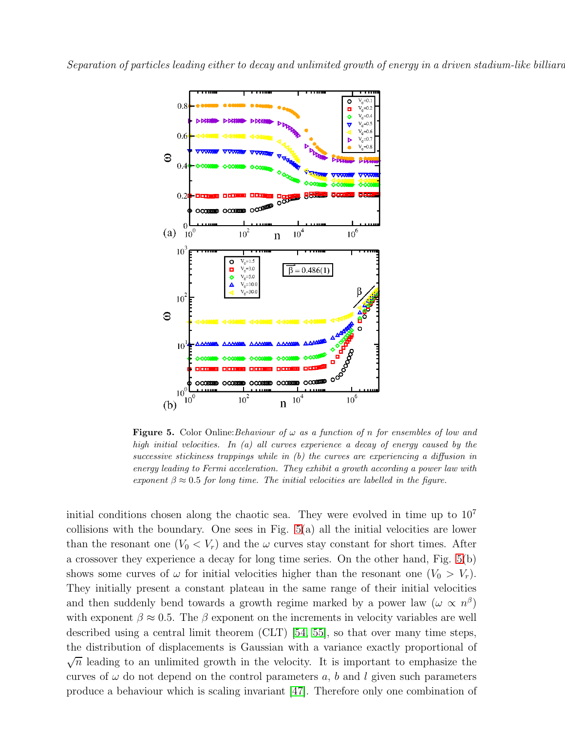**Figure 5.** Color Online: *Behaviour of $\omega$ as a function of $n$ for ensembles of low and high initial velocities. In (a) all curves experience a decay of energy caused by the successive stickiness trappings while in (b) the curves are experiencing a diffusion in energy leading to Fermi acceleration. They exhibit a growth according a power law with exponent $\beta \approx 0.5$ for long time. The initial velocities are labelled in the figure.*

initial conditions chosen along the chaotic sea. They were evolved in time up to $10^7$ collisions with the boundary. One sees in Fig. 5(a) all the initial velocities are lower than the resonant one ($V_0 < V_r$) and the $\omega$ curves stay constant for short times. After a crossover they experience a decay for long time series. On the other hand, Fig. 5(b) shows some curves of $\omega$ for initial velocities higher than the resonant one ($V_0 > V_r$). They initially present a constant plateau in the same range of their initial velocities and then suddenly bend towards a growth regime marked by a power law ($\omega \propto n^{\beta}$) with exponent $\beta \approx 0.5$. The $\beta$ exponent on the increments in velocity variables are well described using a central limit theorem (CLT) [54, 55], so that over many time steps, the distribution of displacements is Gaussian with a variance exactly proportional of $\sqrt{n}$ leading to an unlimited growth in the velocity. It is important to emphasize the curves of $\omega$ do not depend on the control parameters $a$, $b$ and $l$ given such parameters produce a behaviour which is scaling invariant [47]. Therefore only one combination of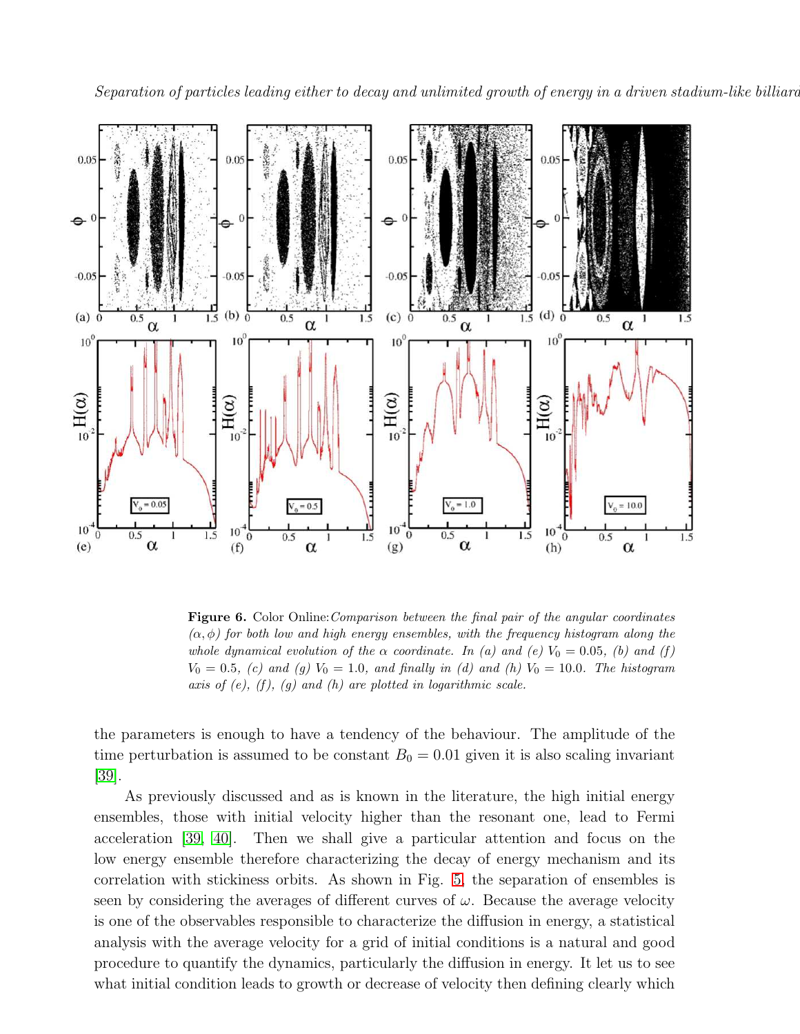**Figure 6.** Color Online: *Comparison between the final pair of the angular coordinates $(\alpha, \phi)$ for both low and high energy ensembles, with the frequency histogram along the whole dynamical evolution of the $\alpha$ coordinate. In (a) and (e) $V_0 = 0.05$, (b) and (f) $V_0 = 0.5$, (c) and (g) $V_0 = 1.0$, and finally in (d) and (h) $V_0 = 10.0$. The histogram axis of (e), (f), (g) and (h) are plotted in logarithmic scale.*

the parameters is enough to have a tendency of the behaviour. The amplitude of the time perturbation is assumed to be constant $B_0 = 0.01$ given it is also scaling invariant [39].

As previously discussed and as is known in the literature, the high initial energy ensembles, those with initial velocity higher than the resonant one, lead to Fermi acceleration [39, 40]. Then we shall give a particular attention and focus on the low energy ensemble therefore characterizing the decay of energy mechanism and its correlation with stickiness orbits. As shown in Fig. 5, the separation of ensembles is seen by considering the averages of different curves of $\omega$. Because the average velocity is one of the observables responsible to characterize the diffusion in energy, a statistical analysis with the average velocity for a grid of initial conditions is a natural and good procedure to quantify the dynamics, particularly the diffusion in energy. It let us to see what initial condition leads to growth or decrease of velocity then defining clearly which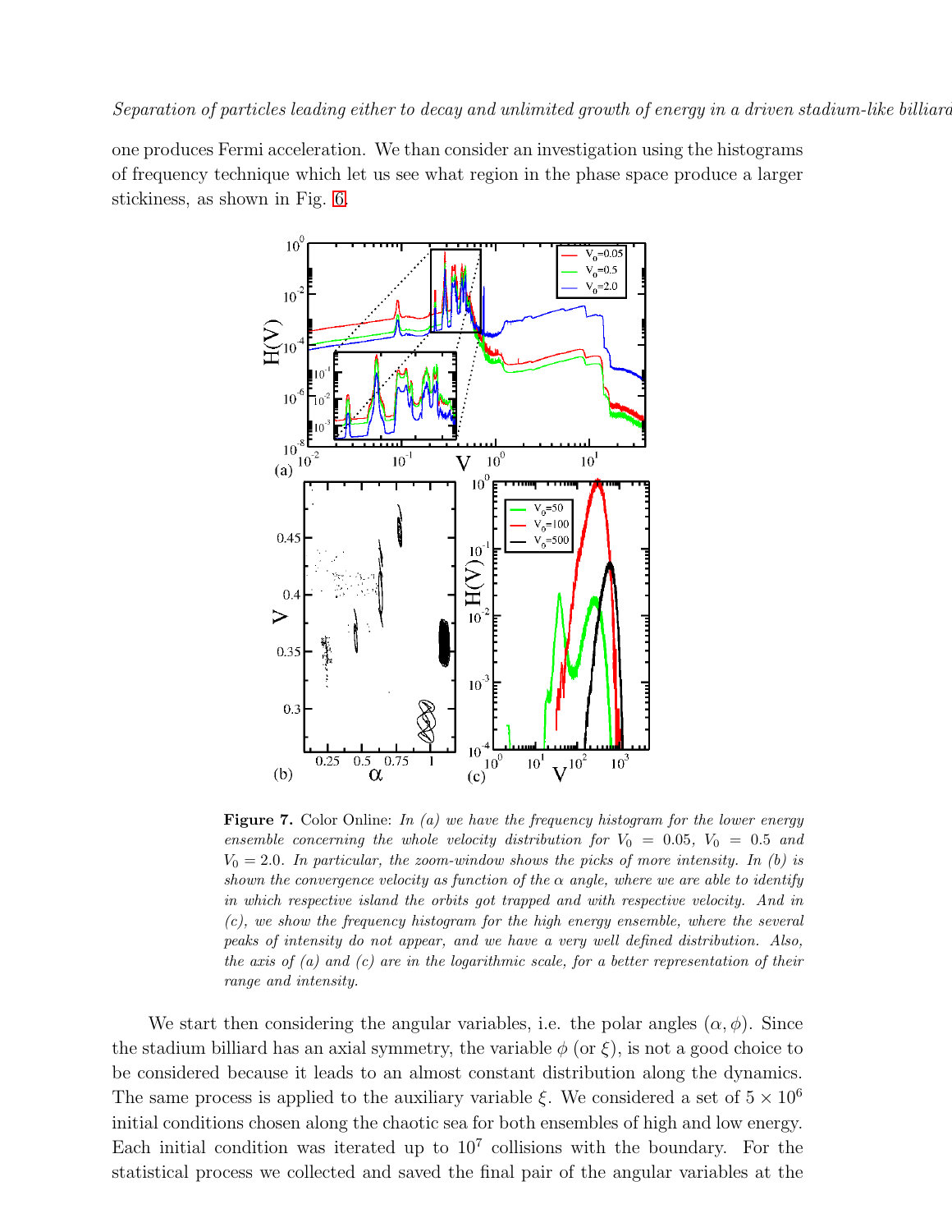one produces Fermi acceleration. We than consider an investigation using the histograms of frequency technique which let us see what region in the phase space produce a larger stickiness, as shown in Fig. 6.

**Figure 7.** Color Online: *In (a) we have the frequency histogram for the lower energy ensemble concerning the whole velocity distribution for* $V_0 = 0.05$, $V_0 = 0.5$ *and* $V_0 = 2.0$*. In particular, the zoom-window shows the picks of more intensity. In (b) is shown the convergence velocity as function of the* $\alpha$ *angle, where we are able to identify in which respective island the orbits got trapped and with respective velocity. And in (c), we show the frequency histogram for the high energy ensemble, where the several peaks of intensity do not appear, and we have a very well defined distribution. Also, the axis of (a) and (c) are in the logarithmic scale, for a better representation of their range and intensity.*

We start then considering the angular variables, i.e. the polar angles $(\alpha, \phi)$. Since the stadium billiard has an axial symmetry, the variable $\phi$ (or $\xi$), is not a good choice to be considered because it leads to an almost constant distribution along the dynamics. The same process is applied to the auxiliary variable $\xi$. We considered a set of $5 \times 10^6$ initial conditions chosen along the chaotic sea for both ensembles of high and low energy. Each initial condition was iterated up to $10^7$ collisions with the boundary. For the statistical process we collected and saved the final pair of the angular variables at the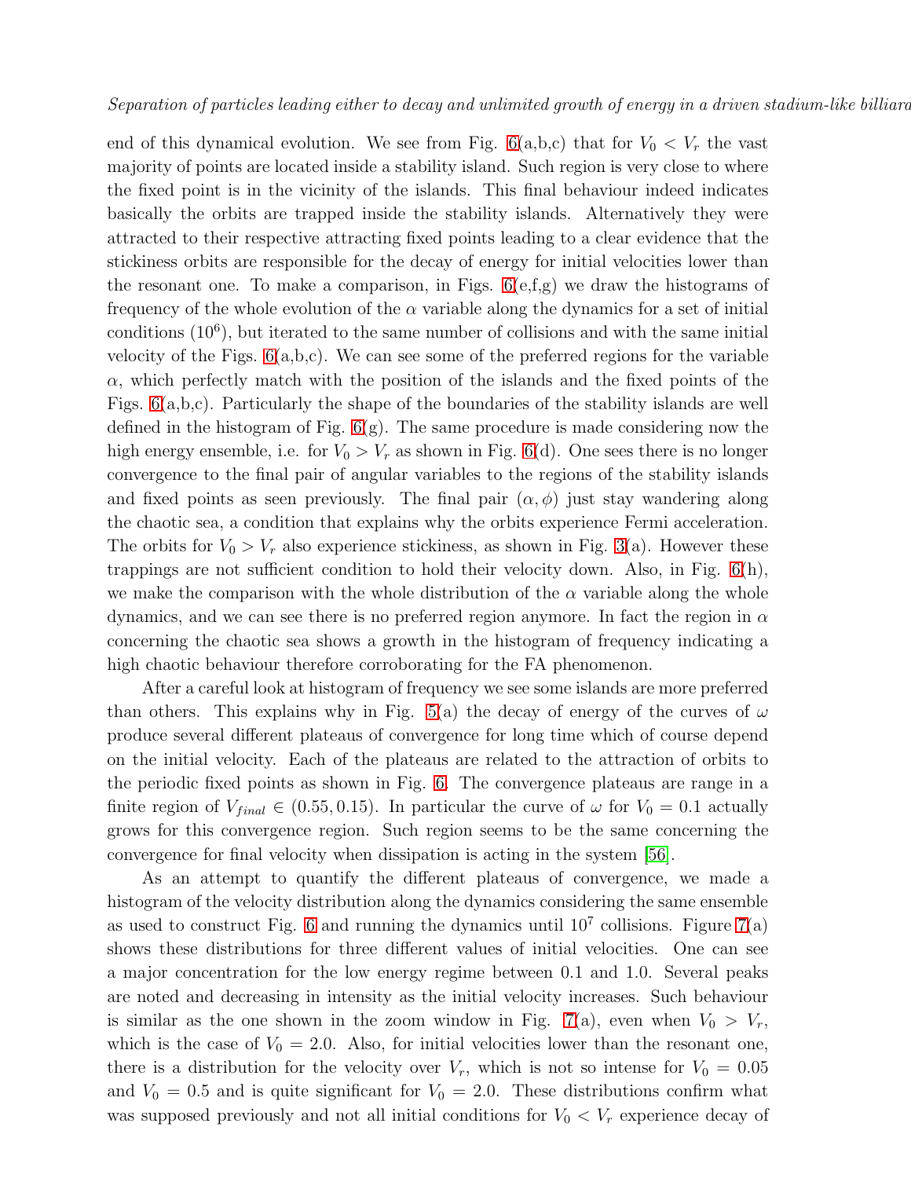end of this dynamical evolution. We see from Fig. 6(a,b,c) that for $V_0 < V_r$ the vast majority of points are located inside a stability island. Such region is very close to where the fixed point is in the vicinity of the islands. This final behaviour indeed indicates basically the orbits are trapped inside the stability islands. Alternatively they were attracted to their respective attracting fixed points leading to a clear evidence that the stickiness orbits are responsible for the decay of energy for initial velocities lower than the resonant one. To make a comparison, in Figs. 6(e,f,g) we draw the histograms of frequency of the whole evolution of the $\alpha$ variable along the dynamics for a set of initial conditions ($10^6$), but iterated to the same number of collisions and with the same initial velocity of the Figs. 6(a,b,c). We can see some of the preferred regions for the variable $\alpha$, which perfectly match with the position of the islands and the fixed points of the Figs. 6(a,b,c). Particularly the shape of the boundaries of the stability islands are well defined in the histogram of Fig. 6(g). The same procedure is made considering now the high energy ensemble, i.e. for $V_0 > V_r$ as shown in Fig. 6(d). One sees there is no longer convergence to the final pair of angular variables to the regions of the stability islands and fixed points as seen previously. The final pair $(\alpha, \phi)$ just stay wandering along the chaotic sea, a condition that explains why the orbits experience Fermi acceleration. The orbits for $V_0 > V_r$ also experience stickiness, as shown in Fig. 3(a). However these trappings are not sufficient condition to hold their velocity down. Also, in Fig. 6(h), we make the comparison with the whole distribution of the $\alpha$ variable along the whole dynamics, and we can see there is no preferred region anymore. In fact the region in $\alpha$ concerning the chaotic sea shows a growth in the histogram of frequency indicating a high chaotic behaviour therefore corroborating for the FA phenomenon.

After a careful look at histogram of frequency we see some islands are more preferred than others. This explains why in Fig. 5(a) the decay of energy of the curves of $\omega$ produce several different plateaus of convergence for long time which of course depend on the initial velocity. Each of the plateaus are related to the attraction of orbits to the periodic fixed points as shown in Fig. 6. The convergence plateaus are range in a finite region of $V_{final} \in (0.55, 0.15)$. In particular the curve of $\omega$ for $V_0 = 0.1$ actually grows for this convergence region. Such region seems to be the same concerning the convergence for final velocity when dissipation is acting in the system [56].

As an attempt to quantify the different plateaus of convergence, we made a histogram of the velocity distribution along the dynamics considering the same ensemble as used to construct Fig. 6 and running the dynamics until $10^7$ collisions. Figure 7(a) shows these distributions for three different values of initial velocities. One can see a major concentration for the low energy regime between 0.1 and 1.0. Several peaks are noted and decreasing in intensity as the initial velocity increases. Such behaviour is similar as the one shown in the zoom window in Fig. 7(a), even when $V_0 > V_r$, which is the case of $V_0 = 2.0$. Also, for initial velocities lower than the resonant one, there is a distribution for the velocity over $V_r$, which is not so intense for $V_0 = 0.05$ and $V_0 = 0.5$ and is quite significant for $V_0 = 2.0$. These distributions confirm what was supposed previously and not all initial conditions for $V_0 < V_r$ experience decay of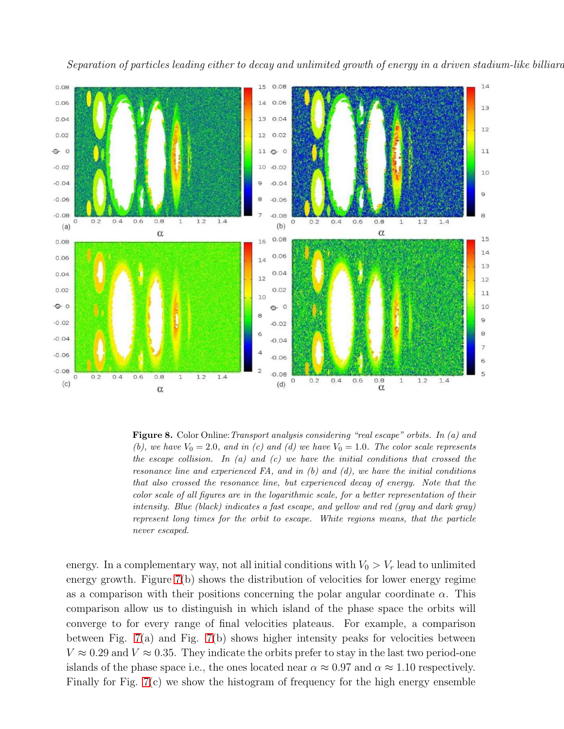**Figure 8.** Color Online: *Transport analysis considering "real escape" orbits. In (a) and (b), we have $V_0 = 2.0$, and in (c) and (d) we have $V_0 = 1.0$. The color scale represents the escape collision. In (a) and (c) we have the initial conditions that crossed the resonance line and experienced FA, and in (b) and (d), we have the initial conditions that also crossed the resonance line, but experienced decay of energy. Note that the color scale of all figures are in the logarithmic scale, for a better representation of their intensity. Blue (black) indicates a fast escape, and yellow and red (gray and dark gray) represent long times for the orbit to escape. White regions means, that the particle never escaped.*

energy. In a complementary way, not all initial conditions with $V_0 > V_r$ lead to unlimited energy growth. Figure 7(b) shows the distribution of velocities for lower energy regime as a comparison with their positions concerning the polar angular coordinate $\alpha$. This comparison allow us to distinguish in which island of the phase space the orbits will converge to for every range of final velocities plateaus. For example, a comparison between Fig. 7(a) and Fig. 7(b) shows higher intensity peaks for velocities between $V \approx 0.29$ and $V \approx 0.35$. They indicate the orbits prefer to stay in the last two period-one islands of the phase space i.e., the ones located near $\alpha \approx 0.97$ and $\alpha \approx 1.10$ respectively. Finally for Fig. 7(c) we show the histogram of frequency for the high energy ensemble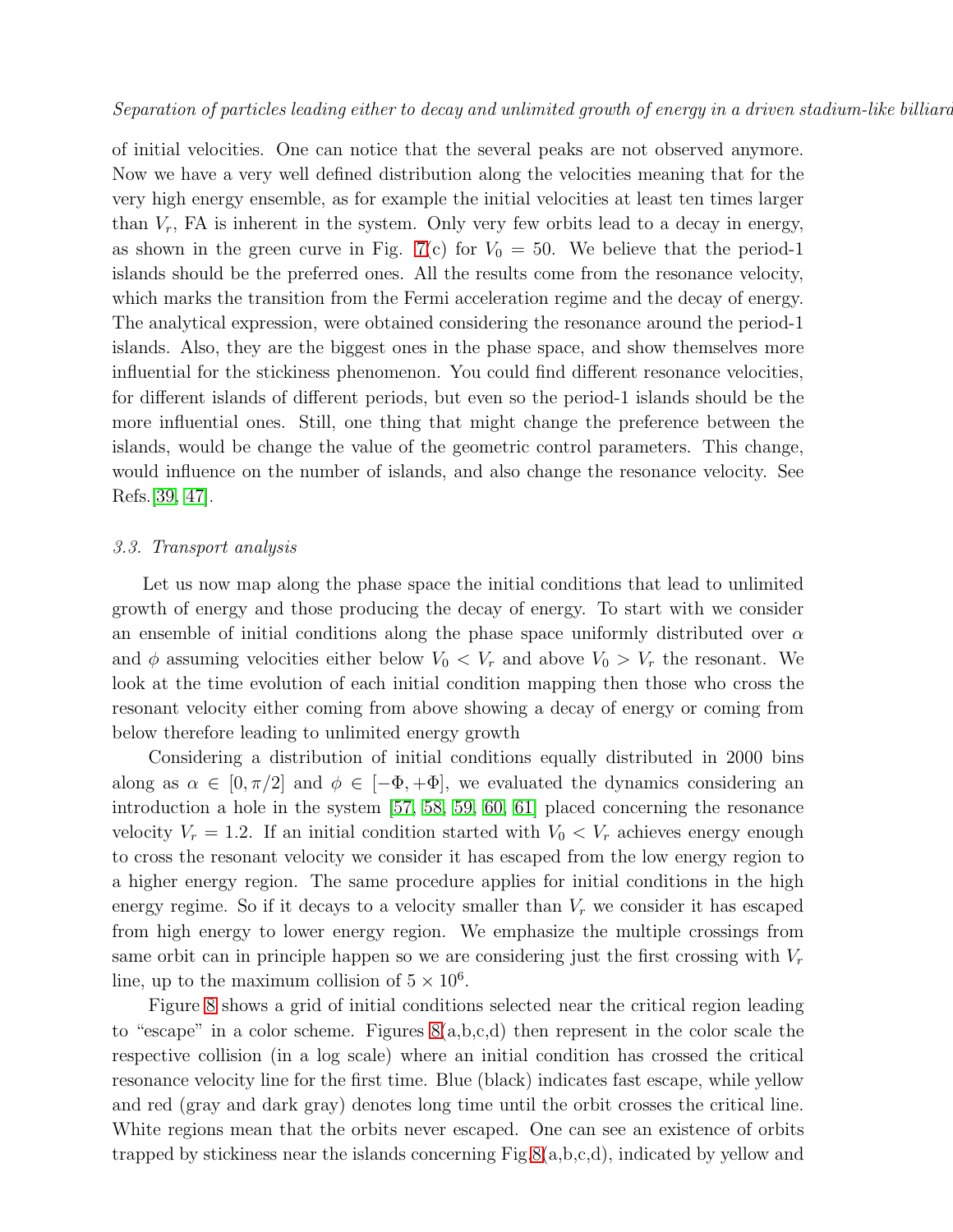of initial velocities. One can notice that the several peaks are not observed anymore. Now we have a very well defined distribution along the velocities meaning that for the very high energy ensemble, as for example the initial velocities at least ten times larger than $V_r$, FA is inherent in the system. Only very few orbits lead to a decay in energy, as shown in the green curve in Fig. 7(c) for $V_0 = 50$. We believe that the period-1 islands should be the preferred ones. All the results come from the resonance velocity, which marks the transition from the Fermi acceleration regime and the decay of energy. The analytical expression, were obtained considering the resonance around the period-1 islands. Also, they are the biggest ones in the phase space, and show themselves more influential for the stickiness phenomenon. You could find different resonance velocities, for different islands of different periods, but even so the period-1 islands should be the more influential ones. Still, one thing that might change the preference between the islands, would be change the value of the geometric control parameters. This change, would influence on the number of islands, and also change the resonance velocity. See Refs.[39, 47].

### 3.3. Transport analysis

Let us now map along the phase space the initial conditions that lead to unlimited growth of energy and those producing the decay of energy. To start with we consider an ensemble of initial conditions along the phase space uniformly distributed over $\alpha$ and $\phi$ assuming velocities either below $V_0 < V_r$ and above $V_0 > V_r$ the resonant. We look at the time evolution of each initial condition mapping then those who cross the resonant velocity either coming from above showing a decay of energy or coming from below therefore leading to unlimited energy growth

Considering a distribution of initial conditions equally distributed in 2000 bins along as $\alpha \in [0, \pi/2]$ and $\phi \in [-\Phi, +\Phi]$, we evaluated the dynamics considering an introduction a hole in the system [57, 58, 59, 60, 61] placed concerning the resonance velocity $V_r = 1.2$. If an initial condition started with $V_0 < V_r$ achieves energy enough to cross the resonant velocity we consider it has escaped from the low energy region to a higher energy region. The same procedure applies for initial conditions in the high energy regime. So if it decays to a velocity smaller than $V_r$ we consider it has escaped from high energy to lower energy region. We emphasize the multiple crossings from same orbit can in principle happen so we are considering just the first crossing with $V_r$ line, up to the maximum collision of $5 \times 10^6$.

Figure 8 shows a grid of initial conditions selected near the critical region leading to "escape" in a color scheme. Figures 8(a,b,c,d) then represent in the color scale the respective collision (in a log scale) where an initial condition has crossed the critical resonance velocity line for the first time. Blue (black) indicates fast escape, while yellow and red (gray and dark gray) denotes long time until the orbit crosses the critical line. White regions mean that the orbits never escaped. One can see an existence of orbits trapped by stickiness near the islands concerning Fig.8(a,b,c,d), indicated by yellow and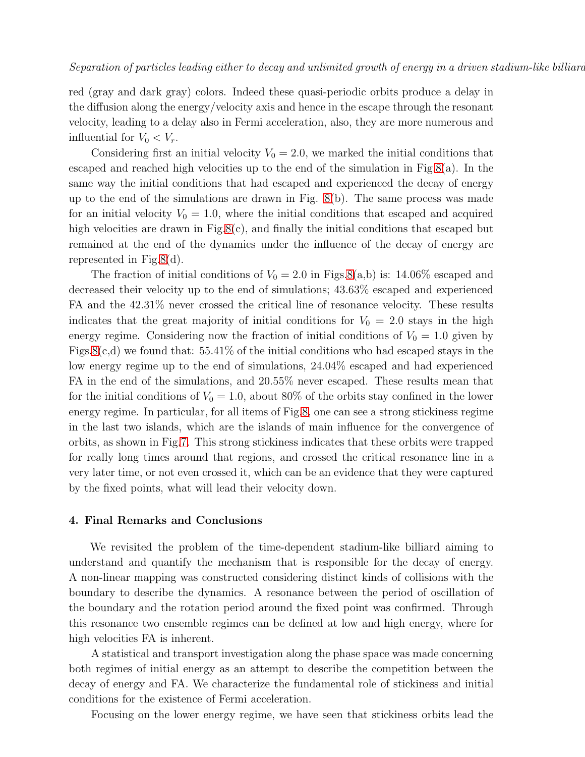red (gray and dark gray) colors. Indeed these quasi-periodic orbits produce a delay in the diffusion along the energy/velocity axis and hence in the escape through the resonant velocity, leading to a delay also in Fermi acceleration, also, they are more numerous and influential for $V_0 < V_r$.

Considering first an initial velocity $V_0 = 2.0$, we marked the initial conditions that escaped and reached high velocities up to the end of the simulation in Fig.8(a). In the same way the initial conditions that had escaped and experienced the decay of energy up to the end of the simulations are drawn in Fig. 8(b). The same process was made for an initial velocity $V_0 = 1.0$, where the initial conditions that escaped and acquired high velocities are drawn in Fig.8(c), and finally the initial conditions that escaped but remained at the end of the dynamics under the influence of the decay of energy are represented in Fig.8(d).

The fraction of initial conditions of $V_0 = 2.0$ in Figs.8(a,b) is: 14.06% escaped and decreased their velocity up to the end of simulations; 43.63% escaped and experienced FA and the 42.31% never crossed the critical line of resonance velocity. These results indicates that the great majority of initial conditions for $V_0 = 2.0$ stays in the high energy regime. Considering now the fraction of initial conditions of $V_0 = 1.0$ given by Figs.8(c,d) we found that: 55.41% of the initial conditions who had escaped stays in the low energy regime up to the end of simulations, 24.04% escaped and had experienced FA in the end of the simulations, and 20.55% never escaped. These results mean that for the initial conditions of $V_0 = 1.0$, about 80% of the orbits stay confined in the lower energy regime. In particular, for all items of Fig.8, one can see a strong stickiness regime in the last two islands, which are the islands of main influence for the convergence of orbits, as shown in Fig.7. This strong stickiness indicates that these orbits were trapped for really long times around that regions, and crossed the critical resonance line in a very later time, or not even crossed it, which can be an evidence that they were captured by the fixed points, what will lead their velocity down.

## 4. Final Remarks and Conclusions

We revisited the problem of the time-dependent stadium-like billiard aiming to understand and quantify the mechanism that is responsible for the decay of energy. A non-linear mapping was constructed considering distinct kinds of collisions with the boundary to describe the dynamics. A resonance between the period of oscillation of the boundary and the rotation period around the fixed point was confirmed. Through this resonance two ensemble regimes can be defined at low and high energy, where for high velocities FA is inherent.

A statistical and transport investigation along the phase space was made concerning both regimes of initial energy as an attempt to describe the competition between the decay of energy and FA. We characterize the fundamental role of stickiness and initial conditions for the existence of Fermi acceleration.

Focusing on the lower energy regime, we have seen that stickiness orbits lead the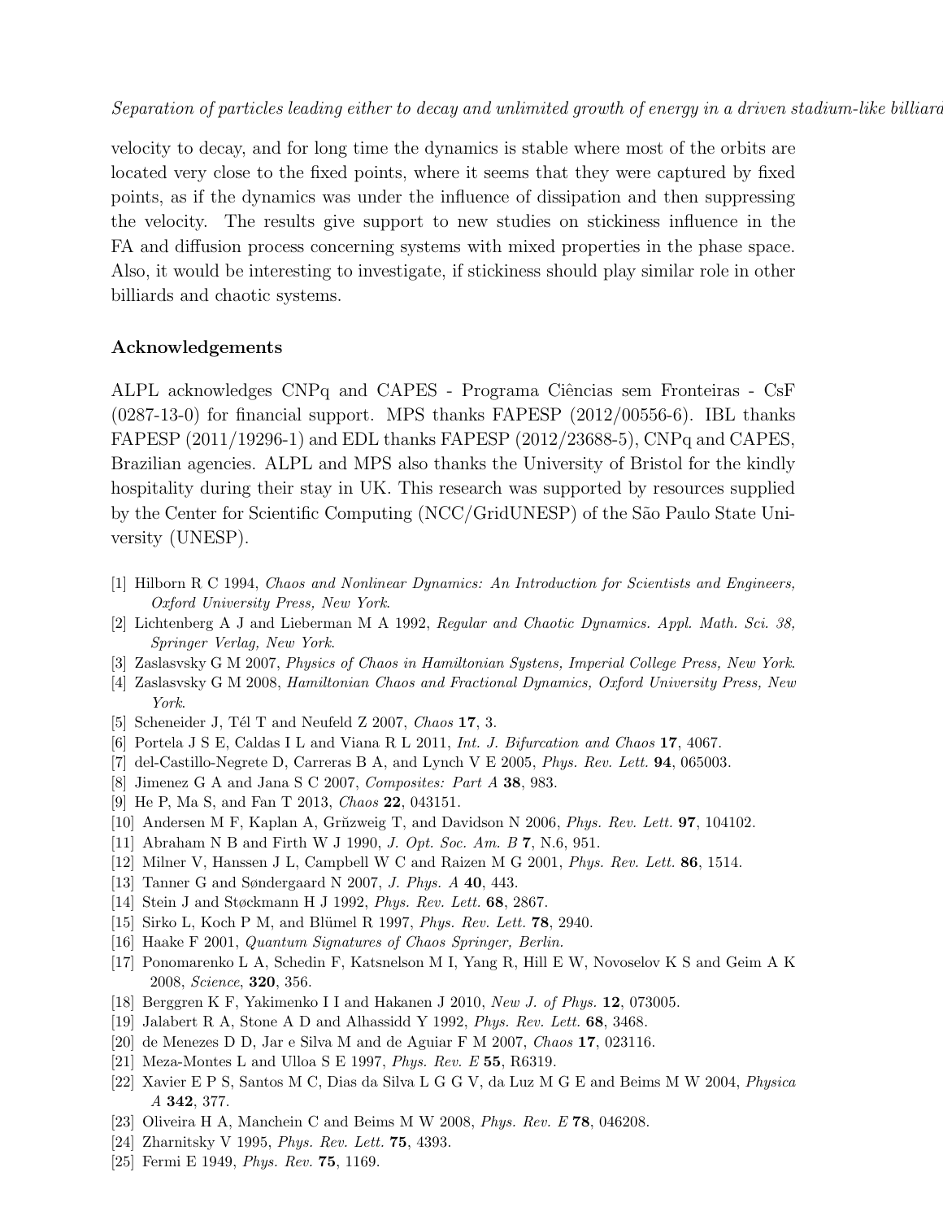velocity to decay, and for long time the dynamics is stable where most of the orbits are located very close to the fixed points, where it seems that they were captured by fixed points, as if the dynamics was under the influence of dissipation and then suppressing the velocity. The results give support to new studies on stickiness influence in the FA and diffusion process concerning systems with mixed properties in the phase space. Also, it would be interesting to investigate, if stickiness should play similar role in other billiards and chaotic systems.

## Acknowledgements

ALPL acknowledges CNPq and CAPES - Programa Ciências sem Fronteiras - CsF (0287-13-0) for financial support. MPS thanks FAPESP (2012/00556-6). IBL thanks FAPESP (2011/19296-1) and EDL thanks FAPESP (2012/23688-5), CNPq and CAPES, Brazilian agencies. ALPL and MPS also thanks the University of Bristol for the kindly hospitality during their stay in UK. This research was supported by resources supplied by the Center for Scientific Computing (NCC/GridUNESP) of the São Paulo State University (UNESP).

[1] Hilborn R C 1994, *Chaos and Nonlinear Dynamics: An Introduction for Scientists and Engineers, Oxford University Press, New York*.

[2] Lichtenberg A J and Lieberman M A 1992, *Regular and Chaotic Dynamics. Appl. Math. Sci. 38, Springer Verlag, New York*.

[3] Zaslasvsky G M 2007, *Physics of Chaos in Hamiltonian Systens, Imperial College Press, New York.*

[4] Zaslasvsky G M 2008, *Hamiltonian Chaos and Fractional Dynamics, Oxford University Press, New York*.

[5] Scheneider J, Tél T and Neufeld Z 2007, *Chaos* **17**, 3.

[6] Portela J S E, Caldas I L and Viana R L 2011, *Int. J. Bifurcation and Chaos* **17**, 4067.

[7] del-Castillo-Negrete D, Carreras B A, and Lynch V E 2005, *Phys. Rev. Lett.* **94**, 065003.

[8] Jimenez G A and Jana S C 2007, *Composites: Part A* **38**, 983.

[9] He P, Ma S, and Fan T 2013, *Chaos* **22**, 043151.

[10] Andersen M F, Kaplan A, Grňzweig T, and Davidson N 2006, *Phys. Rev. Lett.* **97**, 104102.

[11] Abraham N B and Firth W J 1990, *J. Opt. Soc. Am. B* **7**, N.6, 951.

[12] Milner V, Hanssen J L, Campbell W C and Raizen M G 2001, *Phys. Rev. Lett.* **86**, 1514.

[13] Tanner G and Søndergaard N 2007, *J. Phys. A* **40**, 443.

[14] Stein J and Støckmann H J 1992, *Phys. Rev. Lett.* **68**, 2867.

[15] Sirko L, Koch P M, and Blümel R 1997, *Phys. Rev. Lett.* **78**, 2940.

[16] Haake F 2001, *Quantum Signatures of Chaos Springer, Berlin.*

[17] Ponomarenko L A, Schedin F, Katsnelson M I, Yang R, Hill E W, Novoselov K S and Geim A K 2008, *Science*, **320**, 356.

[18] Berggren K F, Yakimenko I I and Hakanen J 2010, *New J. of Phys.* **12**, 073005.

[19] Jalabert R A, Stone A D and Alhassidd Y 1992, *Phys. Rev. Lett.* **68**, 3468.

[20] de Menezes D D, Jar e Silva M and de Aguiar F M 2007, *Chaos* **17**, 023116.

[21] Meza-Montes L and Ulloa S E 1997, *Phys. Rev. E* **55**, R6319.

[22] Xavier E P S, Santos M C, Dias da Silva L G G V, da Luz M G E and Beims M W 2004, *Physica A* **342**, 377.

[23] Oliveira H A, Manchein C and Beims M W 2008, *Phys. Rev. E* **78**, 046208.

[24] Zharnitsky V 1995, *Phys. Rev. Lett.* **75**, 4393.

[25] Fermi E 1949, *Phys. Rev.* **75**, 1169.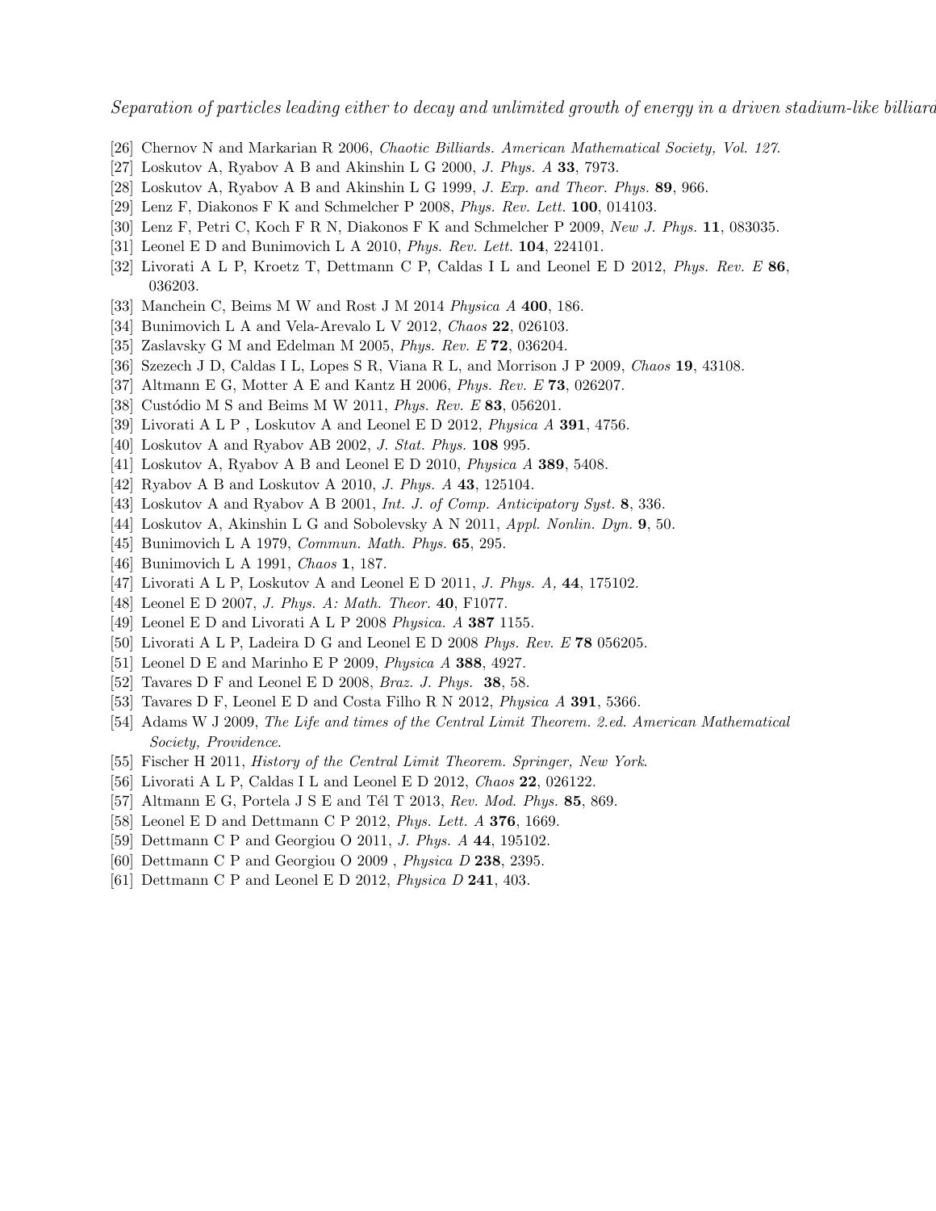[26] Chernov N and Markarian R 2006, *Chaotic Billiards. American Mathematical Society, Vol. 127*.
[27] Loskutov A, Ryabov A B and Akinshin L G 2000, *J. Phys. A* **33**, 7973.
[28] Loskutov A, Ryabov A B and Akinshin L G 1999, *J. Exp. and Theor. Phys.* **89**, 966.
[29] Lenz F, Diakonos F K and Schmelcher P 2008, *Phys. Rev. Lett.* **100**, 014103.
[30] Lenz F, Petri C, Koch F R N, Diakonos F K and Schmelcher P 2009, *New J. Phys.* **11**, 083035.
[31] Leonel E D and Bunimovich L A 2010, *Phys. Rev. Lett.* **104**, 224101.
[32] Livorati A L P, Kroetz T, Dettmann C P, Caldas I L and Leonel E D 2012, *Phys. Rev. E* **86**, 036203.
[33] Manchein C, Beims M W and Rost J M 2014 *Physica A* **400**, 186.
[34] Bunimovich L A and Vela-Arevalo L V 2012, *Chaos* **22**, 026103.
[35] Zaslavsky G M and Edelman M 2005, *Phys. Rev. E* **72**, 036204.
[36] Szezech J D, Caldas I L, Lopes S R, Viana R L, and Morrison J P 2009, *Chaos* **19**, 43108.
[37] Altmann E G, Motter A E and Kantz H 2006, *Phys. Rev. E* **73**, 026207.
[38] Custódio M S and Beims M W 2011, *Phys. Rev. E* **83**, 056201.
[39] Livorati A L P , Loskutov A and Leonel E D 2012, *Physica A* **391**, 4756.
[40] Loskutov A and Ryabov AB 2002, *J. Stat. Phys.* **108** 995.
[41] Loskutov A, Ryabov A B and Leonel E D 2010, *Physica A* **389**, 5408.
[42] Ryabov A B and Loskutov A 2010, *J. Phys. A* **43**, 125104.
[43] Loskutov A and Ryabov A B 2001, *Int. J. of Comp. Anticipatory Syst.* **8**, 336.
[44] Loskutov A, Akinshin L G and Sobolevsky A N 2011, *Appl. Nonlin. Dyn.* **9**, 50.
[45] Bunimovich L A 1979, *Commun. Math. Phys.* **65**, 295.
[46] Bunimovich L A 1991, *Chaos* **1**, 187.
[47] Livorati A L P, Loskutov A and Leonel E D 2011, *J. Phys. A,* **44**, 175102.
[48] Leonel E D 2007, *J. Phys. A: Math. Theor.* **40**, F1077.
[49] Leonel E D and Livorati A L P 2008 *Physica. A* **387** 1155.
[50] Livorati A L P, Ladeira D G and Leonel E D 2008 *Phys. Rev. E* **78** 056205.
[51] Leonel D E and Marinho E P 2009, *Physica A* **388**, 4927.
[52] Tavares D F and Leonel E D 2008, *Braz. J. Phys.* **38**, 58.
[53] Tavares D F, Leonel E D and Costa Filho R N 2012, *Physica A* **391**, 5366.
[54] Adams W J 2009, *The Life and times of the Central Limit Theorem. 2.ed. American Mathematical Society, Providence*.
[55] Fischer H 2011, *History of the Central Limit Theorem. Springer, New York*.
[56] Livorati A L P, Caldas I L and Leonel E D 2012, *Chaos* **22**, 026122.
[57] Altmann E G, Portela J S E and Tél T 2013, *Rev. Mod. Phys.* **85**, 869.
[58] Leonel E D and Dettmann C P 2012, *Phys. Lett. A* **376**, 1669.
[59] Dettmann C P and Georgiou O 2011, *J. Phys. A* **44**, 195102.
[60] Dettmann C P and Georgiou O 2009 , *Physica D* **238**, 2395.
[61] Dettmann C P and Leonel E D 2012, *Physica D* **241**, 403.